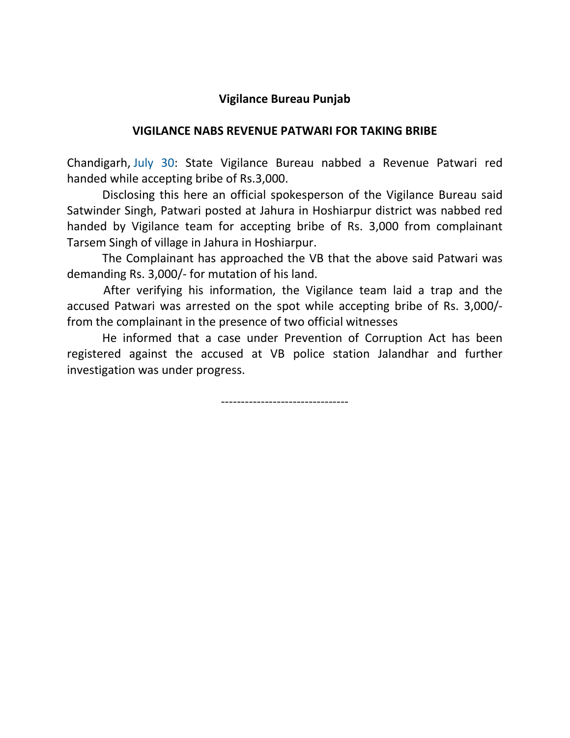**Vigilance Bureau Punjab**

**VIGILANCE NABS REVENUE PATWARI FOR TAKING BRIBE**

Chandigarh, July 30: State Vigilance Bureau nabbed a Revenue Patwari red handed while accepting bribe of Rs.3,000.

Disclosing this here an official spokesperson of the Vigilance Bureau said Satwinder Singh, Patwari posted at Jahura in Hoshiarpur district was nabbed red handed by Vigilance team for accepting bribe of Rs. 3,000 from complainant Tarsem Singh of village in Jahura in Hoshiarpur.

The Complainant has approached the VB that the above said Patwari was demanding Rs. 3,000/- for mutation of his land.

After verifying his information, the Vigilance team laid a trap and the accused Patwari was arrested on the spot while accepting bribe of Rs. 3,000/- from the complainant in the presence of two official witnesses

He informed that a case under Prevention of Corruption Act has been registered against the accused at VB police station Jalandhar and further investigation was under progress.

--------------------------------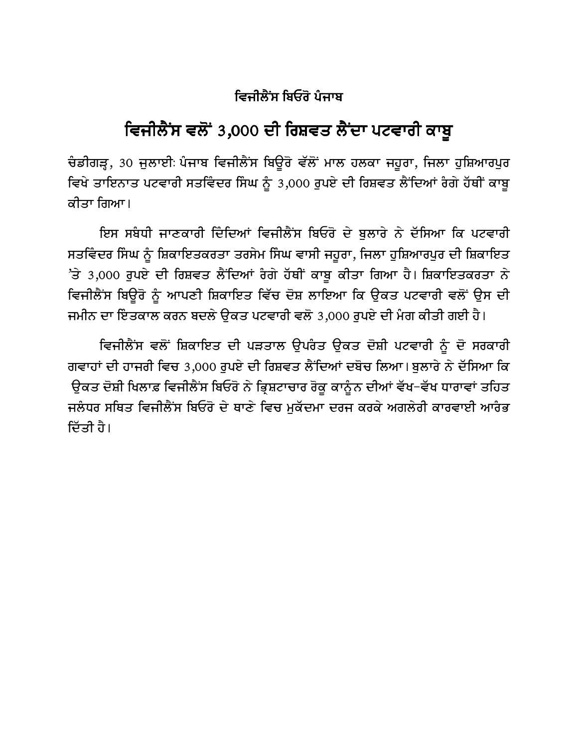**ਵਿਜੀਲੈਂਸ ਬਿਓਰੋ ਪੰਜਾਬ**

## ਵਿਜੀਲੈਂਸ ਵਲੋਂ 3,000 ਦੀ ਰਿਸ਼ਵਤ ਲੈਂਦਾ ਪਟਵਾਰੀ ਕਾਬੂ

ਚੰਡੀਗੜ੍ਹ, 30 ਜੁਲਾਈ: ਪੰਜਾਬ ਵਿਜੀਲੈਂਸ ਬਿਊਰੋ ਵੱਲੋਂ ਮਾਲ ਹਲਕਾ ਜਹੂਰਾ, ਜਿਲਾ ਹੁਸ਼ਿਆਰਪੁਰ ਵਿਖੇ ਤਾਇਨਾਤ ਪਟਵਾਰੀ ਸਤਵਿੰਦਰ ਸਿੰਘ ਨੂੰ 3,000 ਰੁਪਏ ਦੀ ਰਿਸ਼ਵਤ ਲੈਂਦਿਆਂ ਰੰਗੇ ਹੱਥੀਂ ਕਾਬੂ ਕੀਤਾ ਗਿਆ।

ਇਸ ਸਬੰਧੀ ਜਾਣਕਾਰੀ ਦਿੰਦਿਆਂ ਵਿਜੀਲੈਂਸ ਬਿਓਰੋ ਦੇ ਬੁਲਾਰੇ ਨੇ ਦੱਸਿਆ ਕਿ ਪਟਵਾਰੀ ਸਤਵਿੰਦਰ ਸਿੰਘ ਨੂੰ ਸ਼ਿਕਾਇਤਕਰਤਾ ਤਰਸੇਮ ਸਿੰਘ ਵਾਸੀ ਜਹੂਰਾ, ਜਿਲਾ ਹੁਸ਼ਿਆਰਪੁਰ ਦੀ ਸ਼ਿਕਾਇਤ 'ਤੇ 3,000 ਰੁਪਏ ਦੀ ਰਿਸ਼ਵਤ ਲੈਂਦਿਆਂ ਰੰਗੇ ਹੱਥੀਂ ਕਾਬੂ ਕੀਤਾ ਗਿਆ ਹੈ। ਸ਼ਿਕਾਇਤਕਰਤਾ ਨੇ ਵਿਜੀਲੈਂਸ ਬਿਊਰੋ ਨੂੰ ਆਪਣੀ ਸ਼ਿਕਾਇਤ ਵਿੱਚ ਦੋਸ਼ ਲਾਇਆ ਕਿ ਉਕਤ ਪਟਵਾਰੀ ਵਲੋਂ ਉਸ ਦੀ ਜਮੀਨ ਦਾ ਇੰਤਕਾਲ ਕਰਨ ਬਦਲੇ ਉਕਤ ਪਟਵਾਰੀ ਵਲੋ 3,000 ਰੁਪਏ ਦੀ ਮੰਗ ਕੀਤੀ ਗਈ ਹੈ।

ਵਿਜੀਲੈਂਸ ਵਲੋਂ ਸ਼ਿਕਾਇਤ ਦੀ ਪੜਤਾਲ ਉਪਰੰਤ ਉਕਤ ਦੋਸ਼ੀ ਪਟਵਾਰੀ ਨੂੰ ਦੋ ਸਰਕਾਰੀ ਗਵਾਹਾਂ ਦੀ ਹਾਜਰੀ ਵਿਚ 3,000 ਰੁਪਏ ਦੀ ਰਿਸ਼ਵਤ ਲੈਂਦਿਆਂ ਦਬੋਚ ਲਿਆ। ਬੁਲਾਰੇ ਨੇ ਦੱਸਿਆ ਕਿ ਉਕਤ ਦੋਸ਼ੀ ਖਿਲਾਫ਼ ਵਿਜੀਲੈਂਸ ਬਿਓਰੋ ਨੇ ਭ੍ਰਿਸ਼ਟਾਚਾਰ ਰੋਕੂ ਕਾਨੂੰਨ ਦੀਆਂ ਵੱਖ-ਵੱਖ ਧਾਰਾਵਾਂ ਤਹਿਤ ਜਲੰਧਰ ਸਥਿਤ ਵਿਜੀਲੈਂਸ ਬਿਓਰੋ ਦੇ ਥਾਣੇ ਵਿਚ ਮੁਕੱਦਮਾ ਦਰਜ ਕਰਕੇ ਅਗਲੇਰੀ ਕਾਰਵਾਈ ਆਰੰਭ ਦਿੱਤੀ ਹੈ।